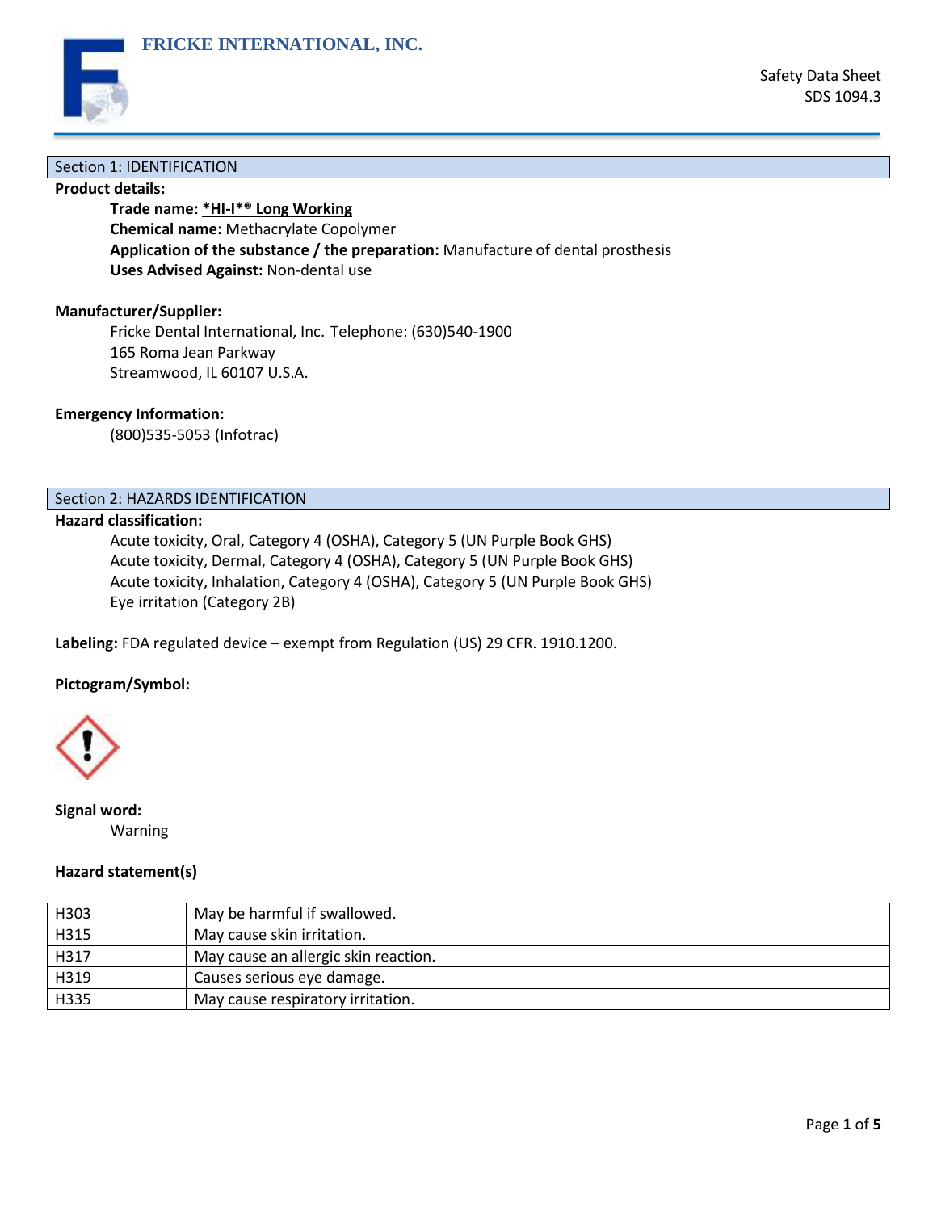**FRICKE INTERNATIONAL, INC.**

Safety Data Sheet
SDS 1094.3

## Section 1: IDENTIFICATION

**Product details:**

**Trade name: *HI-I*® Long Working**
**Chemical name:** Methacrylate Copolymer
**Application of the substance / the preparation:** Manufacture of dental prosthesis
**Uses Advised Against:** Non-dental use

**Manufacturer/Supplier:**

Fricke Dental International, Inc. Telephone: (630)540-1900
165 Roma Jean Parkway
Streamwood, IL 60107 U.S.A.

**Emergency Information:**

(800)535-5053 (Infotrac)

## Section 2: HAZARDS IDENTIFICATION

**Hazard classification:**

Acute toxicity, Oral, Category 4 (OSHA), Category 5 (UN Purple Book GHS)
Acute toxicity, Dermal, Category 4 (OSHA), Category 5 (UN Purple Book GHS)
Acute toxicity, Inhalation, Category 4 (OSHA), Category 5 (UN Purple Book GHS)
Eye irritation (Category 2B)

**Labeling:** FDA regulated device – exempt from Regulation (US) 29 CFR. 1910.1200.

**Pictogram/Symbol:**

**Signal word:**

Warning

**Hazard statement(s)**

| H303 | May be harmful if swallowed. |
|---|---|
| H315 | May cause skin irritation. |
| H317 | May cause an allergic skin reaction. |
| H319 | Causes serious eye damage. |
| H335 | May cause respiratory irritation. |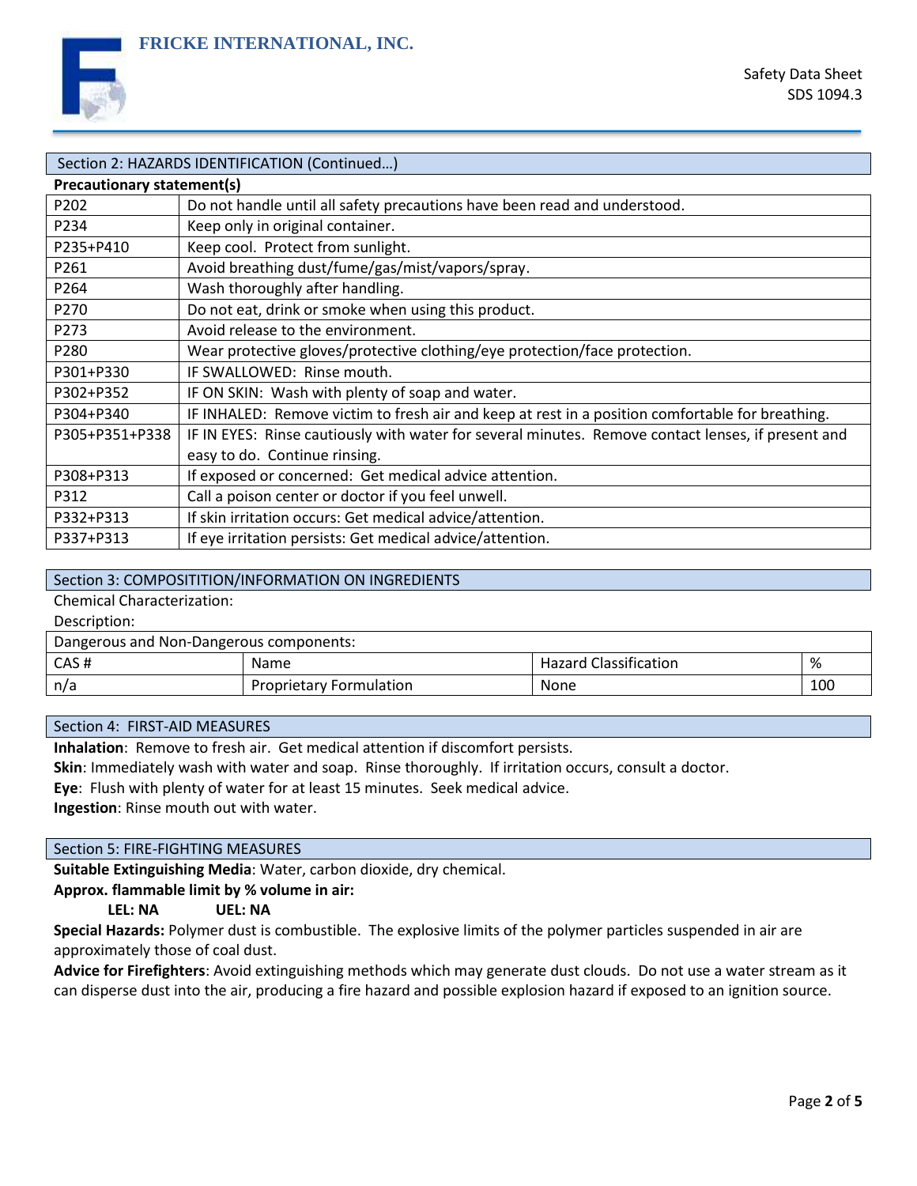## Section 2: HAZARDS IDENTIFICATION (Continued…)

**Precautionary statement(s)**

| Code | Statement |
|---|---|
| P202 | Do not handle until all safety precautions have been read and understood. |
| P234 | Keep only in original container. |
| P235+P410 | Keep cool. Protect from sunlight. |
| P261 | Avoid breathing dust/fume/gas/mist/vapors/spray. |
| P264 | Wash thoroughly after handling. |
| P270 | Do not eat, drink or smoke when using this product. |
| P273 | Avoid release to the environment. |
| P280 | Wear protective gloves/protective clothing/eye protection/face protection. |
| P301+P330 | IF SWALLOWED: Rinse mouth. |
| P302+P352 | IF ON SKIN: Wash with plenty of soap and water. |
| P304+P340 | IF INHALED: Remove victim to fresh air and keep at rest in a position comfortable for breathing. |
| P305+P351+P338 | IF IN EYES: Rinse cautiously with water for several minutes. Remove contact lenses, if present and easy to do. Continue rinsing. |
| P308+P313 | If exposed or concerned: Get medical advice attention. |
| P312 | Call a poison center or doctor if you feel unwell. |
| P332+P313 | If skin irritation occurs: Get medical advice/attention. |
| P337+P313 | If eye irritation persists: Get medical advice/attention. |

## Section 3: COMPOSITITION/INFORMATION ON INGREDIENTS

Chemical Characterization:

Description:

| Dangerous and Non-Dangerous components: | | | |
|---|---|---|---|
| CAS # | Name | Hazard Classification | % |
| n/a | Proprietary Formulation | None | 100 |

## Section 4: FIRST-AID MEASURES

**Inhalation**: Remove to fresh air. Get medical attention if discomfort persists.

**Skin**: Immediately wash with water and soap. Rinse thoroughly. If irritation occurs, consult a doctor.

**Eye**: Flush with plenty of water for at least 15 minutes. Seek medical advice.

**Ingestion**: Rinse mouth out with water.

## Section 5: FIRE-FIGHTING MEASURES

**Suitable Extinguishing Media**: Water, carbon dioxide, dry chemical.

**Approx. flammable limit by % volume in air:**

**LEL: NA** **UEL: NA**

**Special Hazards:** Polymer dust is combustible. The explosive limits of the polymer particles suspended in air are approximately those of coal dust.

**Advice for Firefighters**: Avoid extinguishing methods which may generate dust clouds. Do not use a water stream as it can disperse dust into the air, producing a fire hazard and possible explosion hazard if exposed to an ignition source.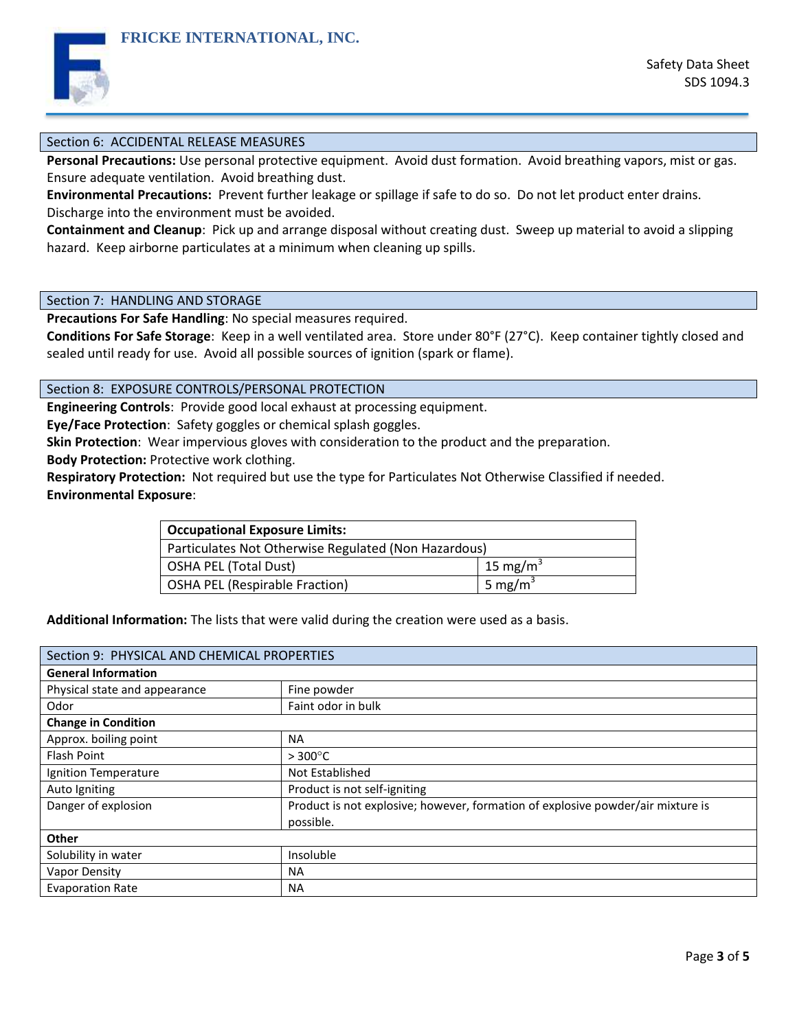## Section 6: ACCIDENTAL RELEASE MEASURES

**Personal Precautions:** Use personal protective equipment. Avoid dust formation. Avoid breathing vapors, mist or gas. Ensure adequate ventilation. Avoid breathing dust.

**Environmental Precautions:** Prevent further leakage or spillage if safe to do so. Do not let product enter drains. Discharge into the environment must be avoided.

**Containment and Cleanup**: Pick up and arrange disposal without creating dust. Sweep up material to avoid a slipping hazard. Keep airborne particulates at a minimum when cleaning up spills.

## Section 7: HANDLING AND STORAGE

**Precautions For Safe Handling**: No special measures required.

**Conditions For Safe Storage**: Keep in a well ventilated area. Store under 80°F (27°C). Keep container tightly closed and sealed until ready for use. Avoid all possible sources of ignition (spark or flame).

## Section 8: EXPOSURE CONTROLS/PERSONAL PROTECTION

**Engineering Controls**: Provide good local exhaust at processing equipment.

**Eye/Face Protection**: Safety goggles or chemical splash goggles.

**Skin Protection**: Wear impervious gloves with consideration to the product and the preparation.

**Body Protection:** Protective work clothing.

**Respiratory Protection:** Not required but use the type for Particulates Not Otherwise Classified if needed.

**Environmental Exposure**:

| **Occupational Exposure Limits:** | |
|---|---|
| Particulates Not Otherwise Regulated (Non Hazardous) | |
| OSHA PEL (Total Dust) | 15 $mg/m^3$ |
| OSHA PEL (Respirable Fraction) | 5 $mg/m^3$ |

**Additional Information:** The lists that were valid during the creation were used as a basis.

## Section 9: PHYSICAL AND CHEMICAL PROPERTIES

| **General Information** | |
|---|---|
| Physical state and appearance | Fine powder |
| Odor | Faint odor in bulk |
| **Change in Condition** | |
| Approx. boiling point | NA |
| Flash Point | > 300°C |
| Ignition Temperature | Not Established |
| Auto Igniting | Product is not self-igniting |
| Danger of explosion | Product is not explosive; however, formation of explosive powder/air mixture is possible. |
| **Other** | |
| Solubility in water | Insoluble |
| Vapor Density | NA |
| Evaporation Rate | NA |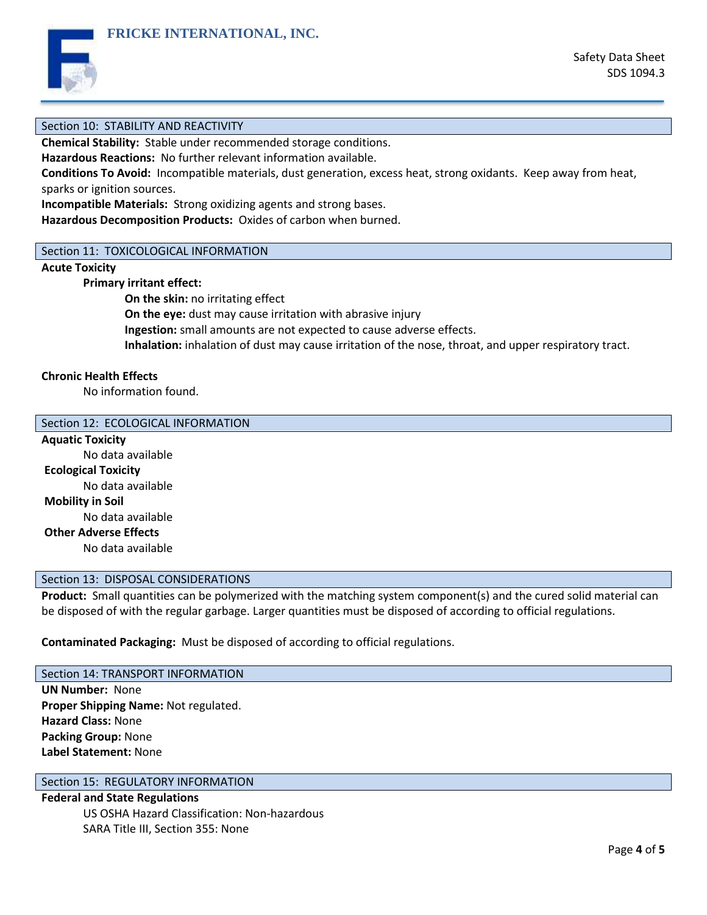## Section 10: STABILITY AND REACTIVITY

**Chemical Stability:** Stable under recommended storage conditions.
**Hazardous Reactions:** No further relevant information available.
**Conditions To Avoid:** Incompatible materials, dust generation, excess heat, strong oxidants. Keep away from heat, sparks or ignition sources.
**Incompatible Materials:** Strong oxidizing agents and strong bases.
**Hazardous Decomposition Products:** Oxides of carbon when burned.

## Section 11: TOXICOLOGICAL INFORMATION

**Acute Toxicity**

**Primary irritant effect:**

**On the skin:** no irritating effect
**On the eye:** dust may cause irritation with abrasive injury
**Ingestion:** small amounts are not expected to cause adverse effects.
**Inhalation:** inhalation of dust may cause irritation of the nose, throat, and upper respiratory tract.

**Chronic Health Effects**

No information found.

## Section 12: ECOLOGICAL INFORMATION

**Aquatic Toxicity**

No data available

**Ecological Toxicity**

No data available

**Mobility in Soil**

No data available

**Other Adverse Effects**

No data available

## Section 13: DISPOSAL CONSIDERATIONS

**Product:** Small quantities can be polymerized with the matching system component(s) and the cured solid material can be disposed of with the regular garbage. Larger quantities must be disposed of according to official regulations.

**Contaminated Packaging:** Must be disposed of according to official regulations.

## Section 14: TRANSPORT INFORMATION

**UN Number:** None
**Proper Shipping Name:** Not regulated.
**Hazard Class:** None
**Packing Group:** None
**Label Statement:** None

## Section 15: REGULATORY INFORMATION

**Federal and State Regulations**

US OSHA Hazard Classification: Non-hazardous
SARA Title III, Section 355: None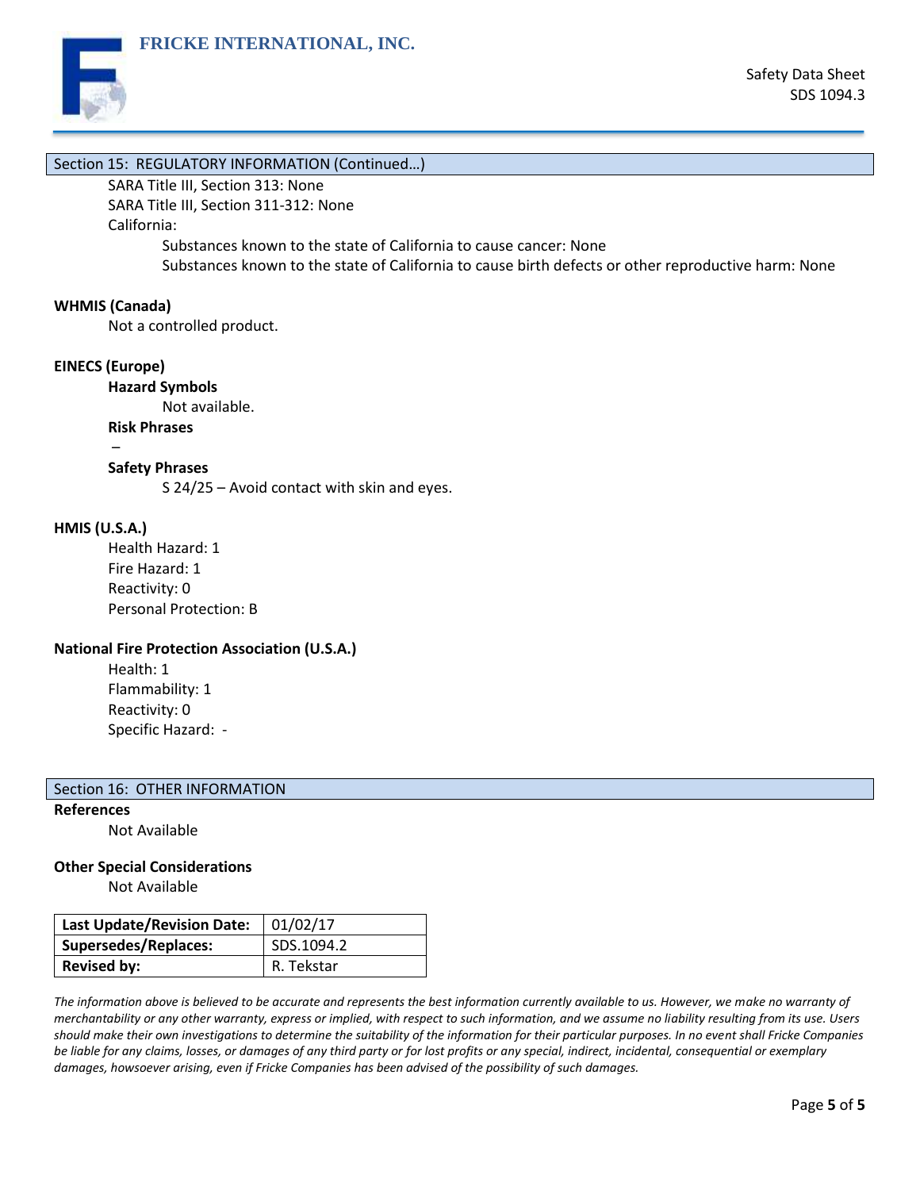## Section 15: REGULATORY INFORMATION (Continued…)

SARA Title III, Section 313: None

SARA Title III, Section 311-312: None

California:

Substances known to the state of California to cause cancer: None

Substances known to the state of California to cause birth defects or other reproductive harm: None

**WHMIS (Canada)**

Not a controlled product.

**EINECS (Europe)**

**Hazard Symbols**

Not available.

**Risk Phrases**

–

**Safety Phrases**

S 24/25 – Avoid contact with skin and eyes.

**HMIS (U.S.A.)**

Health Hazard: 1

Fire Hazard: 1

Reactivity: 0

Personal Protection: B

**National Fire Protection Association (U.S.A.)**

Health: 1

Flammability: 1

Reactivity: 0

Specific Hazard: -

## Section 16: OTHER INFORMATION

**References**

Not Available

**Other Special Considerations**

Not Available

| | |
|---|---|
| **Last Update/Revision Date:** | 01/02/17 |
| **Supersedes/Replaces:** | SDS.1094.2 |
| **Revised by:** | R. Tekstar |

*The information above is believed to be accurate and represents the best information currently available to us. However, we make no warranty of merchantability or any other warranty, express or implied, with respect to such information, and we assume no liability resulting from its use. Users should make their own investigations to determine the suitability of the information for their particular purposes. In no event shall Fricke Companies be liable for any claims, losses, or damages of any third party or for lost profits or any special, indirect, incidental, consequential or exemplary damages, howsoever arising, even if Fricke Companies has been advised of the possibility of such damages.*